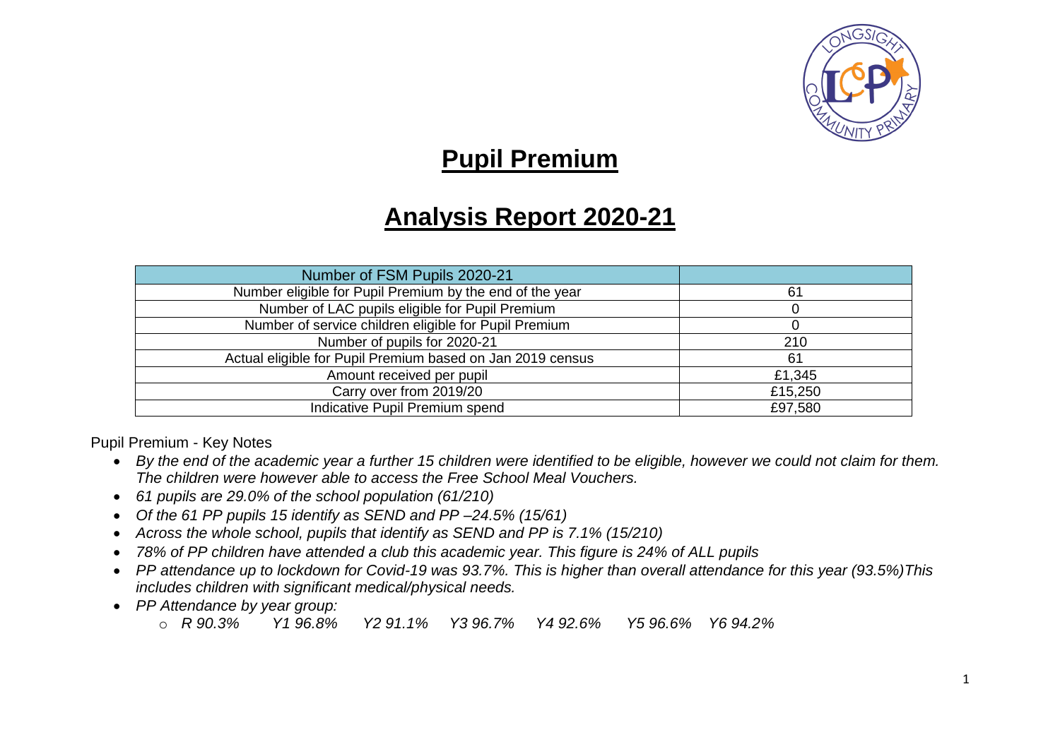# Pupil Premium

# Analysis Report 2020-21

| Number of FSM Pupils 2020-21 | |
|---|---|
| Number eligible for Pupil Premium by the end of the year | 61 |
| Number of LAC pupils eligible for Pupil Premium | 0 |
| Number of service children eligible for Pupil Premium | 0 |
| Number of pupils for 2020-21 | 210 |
| Actual eligible for Pupil Premium based on Jan 2019 census | 61 |
| Amount received per pupil | £1,345 |
| Carry over from 2019/20 | £15,250 |
| Indicative Pupil Premium spend | £97,580 |

Pupil Premium - Key Notes

- *By the end of the academic year a further 15 children were identified to be eligible, however we could not claim for them. The children were however able to access the Free School Meal Vouchers.*
- *61 pupils are 29.0% of the school population (61/210)*
- *Of the 61 PP pupils 15 identify as SEND and PP –24.5% (15/61)*
- *Across the whole school, pupils that identify as SEND and PP is 7.1% (15/210)*
- *78% of PP children have attended a club this academic year. This figure is 24% of ALL pupils*
- *PP attendance up to lockdown for Covid-19 was 93.7%. This is higher than overall attendance for this year (93.5%)This includes children with significant medical/physical needs.*
- *PP Attendance by year group:*
  - *R 90.3% Y1 96.8% Y2 91.1% Y3 96.7% Y4 92.6% Y5 96.6% Y6 94.2%*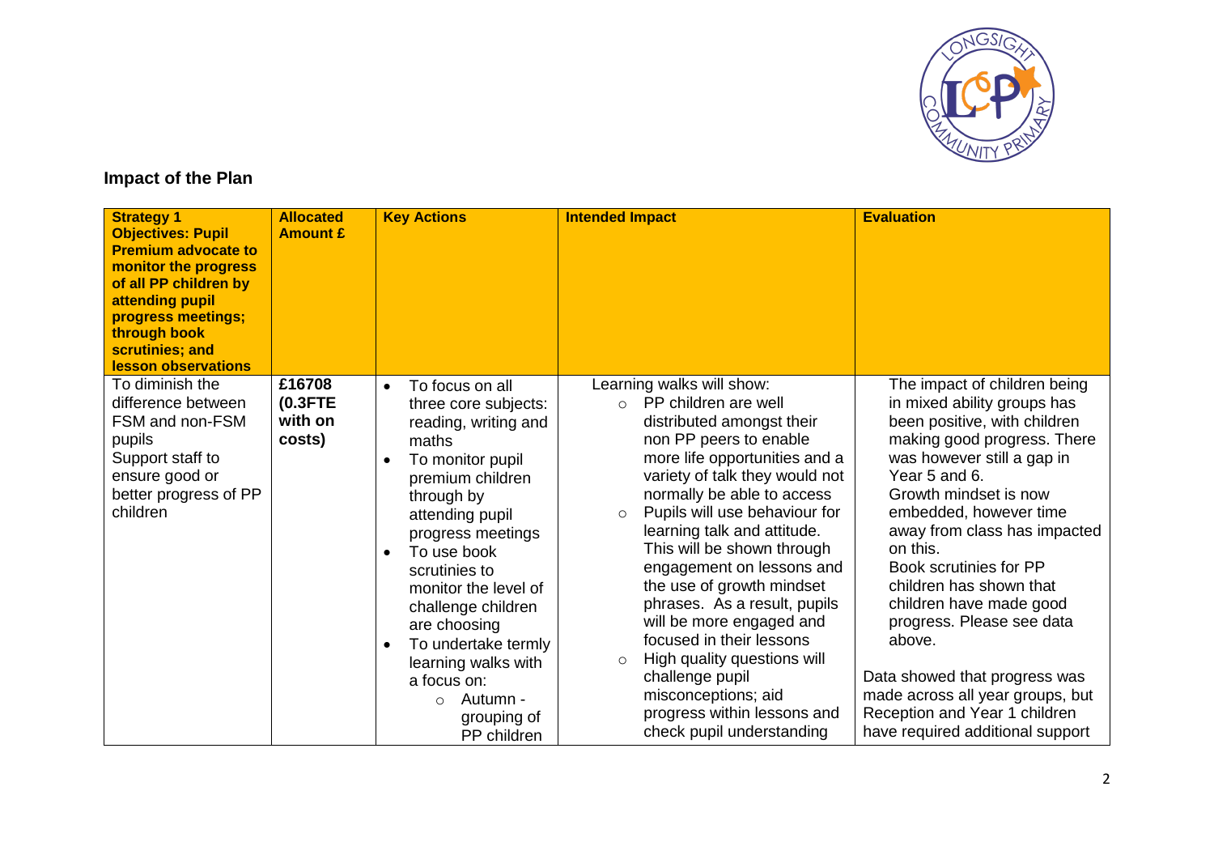## Impact of the Plan

| **Strategy 1 Objectives: Pupil Premium advocate to monitor the progress of all PP children by attending pupil progress meetings; through book scrutinies; and lesson observations** | **Allocated Amount £** | **Key Actions** | **Intended Impact** | **Evaluation** |
|---|---|---|---|---|
| To diminish the difference between FSM and non-FSM pupils<br>Support staff to ensure good or better progress of PP children | **£16708 (0.3FTE with on costs)** | • To focus on all three core subjects: reading, writing and maths<br>• To monitor pupil premium children through by attending pupil progress meetings<br>• To use book scrutinies to monitor the level of challenge children are choosing<br>• To undertake termly learning walks with a focus on:<br>  ○ Autumn - grouping of PP children | Learning walks will show:<br>○ PP children are well distributed amongst their non PP peers to enable more life opportunities and a variety of talk they would not normally be able to access<br>○ Pupils will use behaviour for learning talk and attitude. This will be shown through engagement on lessons and the use of growth mindset phrases. As a result, pupils will be more engaged and focused in their lessons<br>○ High quality questions will challenge pupil misconceptions; aid progress within lessons and check pupil understanding | The impact of children being in mixed ability groups has been positive, with children making good progress. There was however still a gap in Year 5 and 6.<br>Growth mindset is now embedded, however time away from class has impacted on this.<br>Book scrutinies for PP children has shown that children have made good progress. Please see data above.<br><br>Data showed that progress was made across all year groups, but Reception and Year 1 children have required additional support |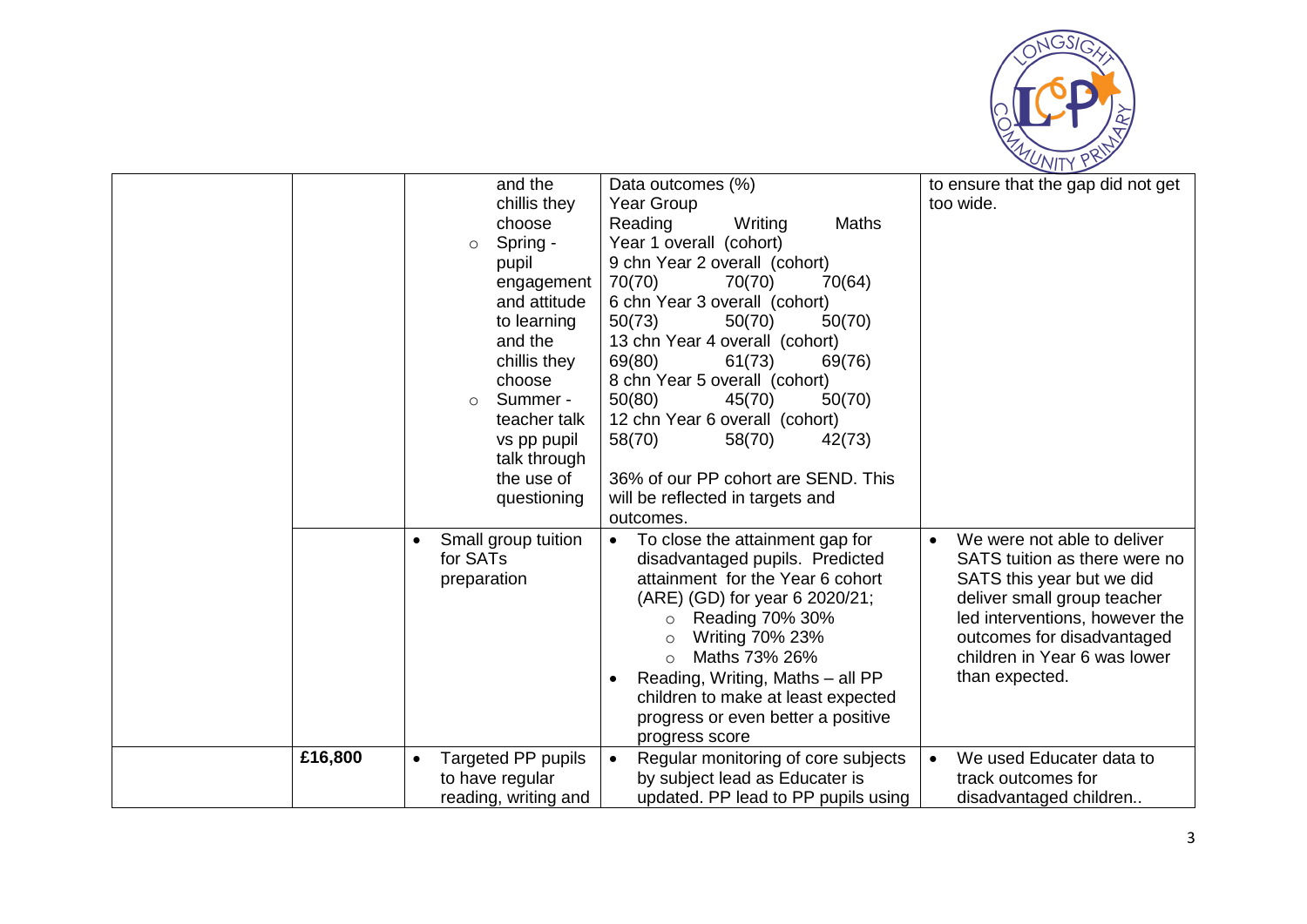| | | | |
|---|---|---|---|
| | and the chillis they choose<br>○ Spring - pupil engagement and attitude to learning and the chillis they choose<br>○ Summer - teacher talk vs pp pupil talk through the use of questioning | Data outcomes (%)<br>Year Group<br>Reading Writing Maths<br>Year 1 overall (cohort)<br>9 chn Year 2 overall (cohort)<br>70(70) 70(70) 70(64)<br>6 chn Year 3 overall (cohort)<br>50(73) 50(70) 50(70)<br>13 chn Year 4 overall (cohort)<br>69(80) 61(73) 69(76)<br>8 chn Year 5 overall (cohort)<br>50(80) 45(70) 50(70)<br>12 chn Year 6 overall (cohort)<br>58(70) 58(70) 42(73)<br><br>36% of our PP cohort are SEND. This will be reflected in targets and outcomes. | to ensure that the gap did not get too wide. |
| | • Small group tuition for SATs preparation | • To close the attainment gap for disadvantaged pupils. Predicted attainment for the Year 6 cohort (ARE) (GD) for year 6 2020/21;<br>○ Reading 70% 30%<br>○ Writing 70% 23%<br>○ Maths 73% 26%<br>• Reading, Writing, Maths – all PP children to make at least expected progress or even better a positive progress score | • We were not able to deliver SATS tuition as there were no SATS this year but we did deliver small group teacher led interventions, however the outcomes for disadvantaged children in Year 6 was lower than expected. |
| £16,800 | • Targeted PP pupils to have regular reading, writing and | • Regular monitoring of core subjects by subject lead as Educater is updated. PP lead to PP pupils using | • We used Educater data to track outcomes for disadvantaged children.. |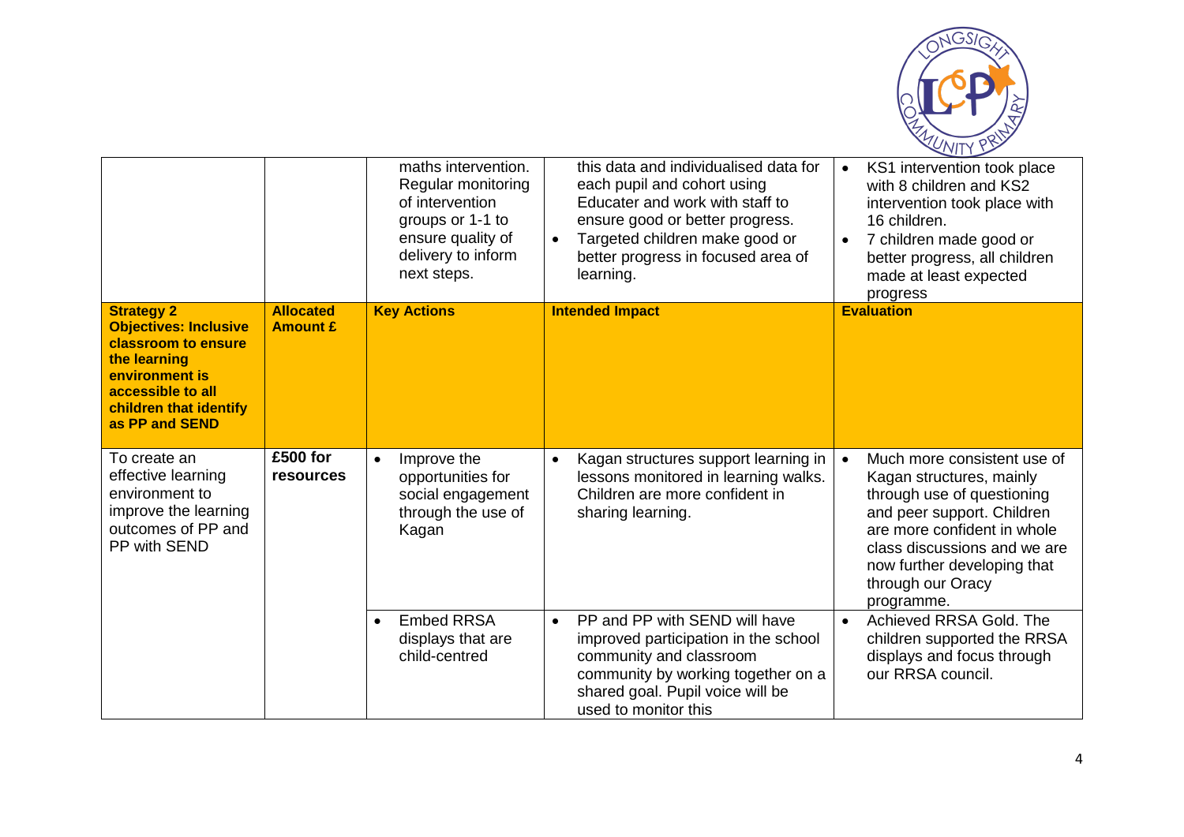| | | | | |
|---|---|---|---|---|
| | | maths intervention. Regular monitoring of intervention groups or 1-1 to ensure quality of delivery to inform next steps. | this data and individualised data for each pupil and cohort using Educater and work with staff to ensure good or better progress.<br>• Targeted children make good or better progress in focused area of learning. | • KS1 intervention took place with 8 children and KS2 intervention took place with 16 children.<br>• 7 children made good or better progress, all children made at least expected progress |
| **Strategy 2 Objectives: Inclusive classroom to ensure the learning environment is accessible to all children that identify as PP and SEND** | **Allocated Amount £** | **Key Actions** | **Intended Impact** | **Evaluation** |
| To create an effective learning environment to improve the learning outcomes of PP and PP with SEND | **£500 for resources** | • Improve the opportunities for social engagement through the use of Kagan | • Kagan structures support learning in lessons monitored in learning walks. Children are more confident in sharing learning. | • Much more consistent use of Kagan structures, mainly through use of questioning and peer support. Children are more confident in whole class discussions and we are now further developing that through our Oracy programme. |
| | | • Embed RRSA displays that are child-centred | • PP and PP with SEND will have improved participation in the school community and classroom community by working together on a shared goal. Pupil voice will be used to monitor this | • Achieved RRSA Gold. The children supported the RRSA displays and focus through our RRSA council. |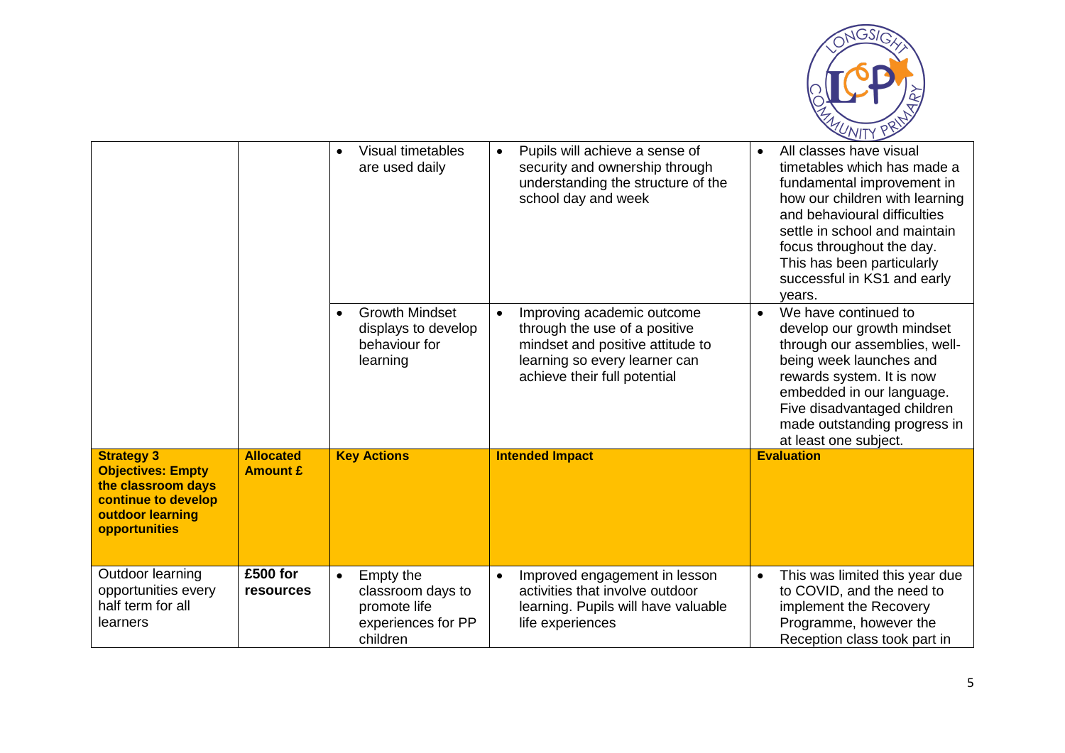| | | | | |
|---|---|---|---|---|
| | | • Visual timetables are used daily | • Pupils will achieve a sense of security and ownership through understanding the structure of the school day and week | • All classes have visual timetables which has made a fundamental improvement in how our children with learning and behavioural difficulties settle in school and maintain focus throughout the day. This has been particularly successful in KS1 and early years. |
| | | • Growth Mindset displays to develop behaviour for learning | • Improving academic outcome through the use of a positive mindset and positive attitude to learning so every learner can achieve their full potential | • We have continued to develop our growth mindset through our assemblies, well-being week launches and rewards system. It is now embedded in our language. Five disadvantaged children made outstanding progress in at least one subject. |
| **Strategy 3 Objectives: Empty the classroom days continue to develop outdoor learning opportunities** | **Allocated Amount £** | **Key Actions** | **Intended Impact** | **Evaluation** |
| Outdoor learning opportunities every half term for all learners | **£500 for resources** | • Empty the classroom days to promote life experiences for PP children | • Improved engagement in lesson activities that involve outdoor learning. Pupils will have valuable life experiences | • This was limited this year due to COVID, and the need to implement the Recovery Programme, however the Reception class took part in |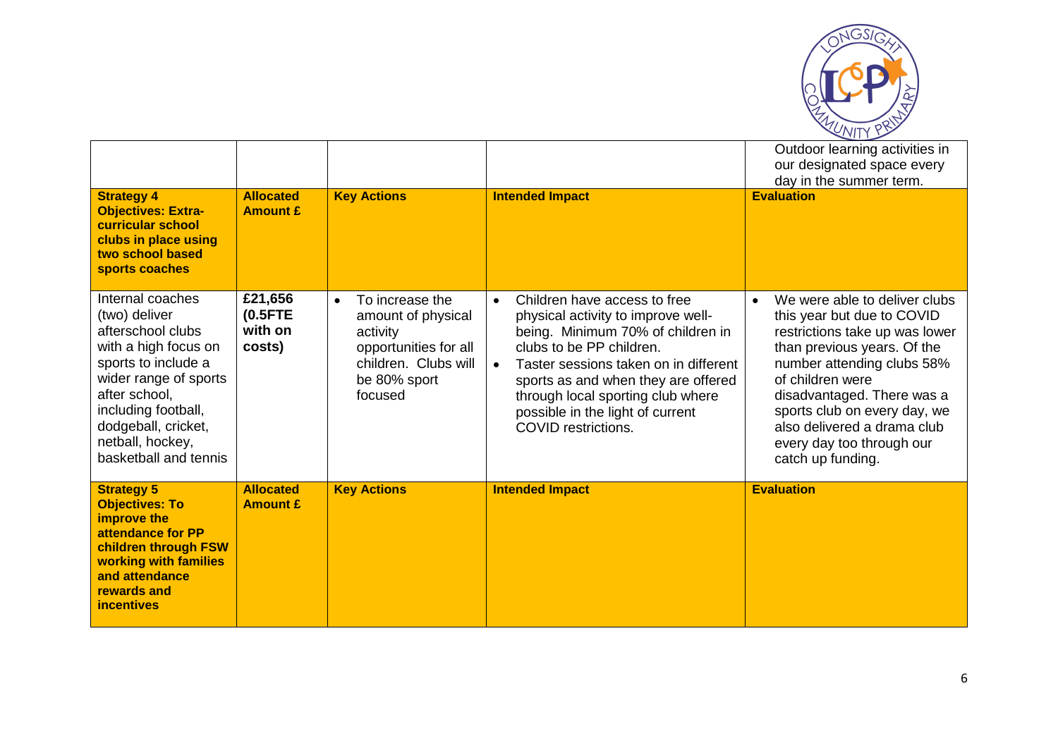| | | | | Outdoor learning activities in our designated space every day in the summer term. |
|---|---|---|---|---|
| **Strategy 4 Objectives: Extra-curricular school clubs in place using two school based sports coaches** | **Allocated Amount £** | **Key Actions** | **Intended Impact** | **Evaluation** |
| Internal coaches (two) deliver afterschool clubs with a high focus on sports to include a wider range of sports after school, including football, dodgeball, cricket, netball, hockey, basketball and tennis | **£21,656 (0.5FTE with on costs)** | • To increase the amount of physical activity opportunities for all children. Clubs will be 80% sport focused | • Children have access to free physical activity to improve well-being. Minimum 70% of children in clubs to be PP children.<br>• Taster sessions taken on in different sports as and when they are offered through local sporting club where possible in the light of current COVID restrictions. | • We were able to deliver clubs this year but due to COVID restrictions take up was lower than previous years. Of the number attending clubs 58% of children were disadvantaged. There was a sports club on every day, we also delivered a drama club every day too through our catch up funding. |
| **Strategy 5 Objectives: To improve the attendance for PP children through FSW working with families and attendance rewards and incentives** | **Allocated Amount £** | **Key Actions** | **Intended Impact** | **Evaluation** |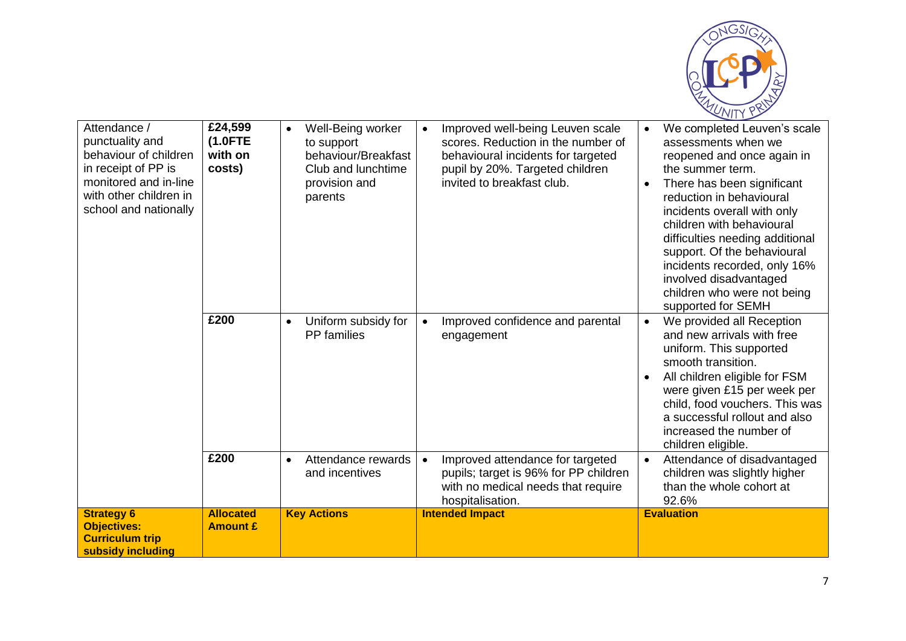| Attendance / punctuality and behaviour of children in receipt of PP is monitored and in-line with other children in school and nationally | **£24,599 (1.0FTE with on costs)** | • Well-Being worker to support behaviour/Breakfast Club and lunchtime provision and parents | • Improved well-being Leuven scale scores. Reduction in the number of behavioural incidents for targeted pupil by 20%. Targeted children invited to breakfast club. | • We completed Leuven's scale assessments when we reopened and once again in the summer term.<br>• There has been significant reduction in behavioural incidents overall with only children with behavioural difficulties needing additional support. Of the behavioural incidents recorded, only 16% involved disadvantaged children who were not being supported for SEMH |
|---|---|---|---|---|
| | **£200** | • Uniform subsidy for PP families | • Improved confidence and parental engagement | • We provided all Reception and new arrivals with free uniform. This supported smooth transition.<br>• All children eligible for FSM were given £15 per week per child, food vouchers. This was a successful rollout and also increased the number of children eligible. |
| | **£200** | • Attendance rewards and incentives | • Improved attendance for targeted pupils; target is 96% for PP children with no medical needs that require hospitalisation. | • Attendance of disadvantaged children was slightly higher than the whole cohort at 92.6% |
| **Strategy 6 Objectives: Curriculum trip subsidy including** | **Allocated Amount £** | **Key Actions** | **Intended Impact** | **Evaluation** |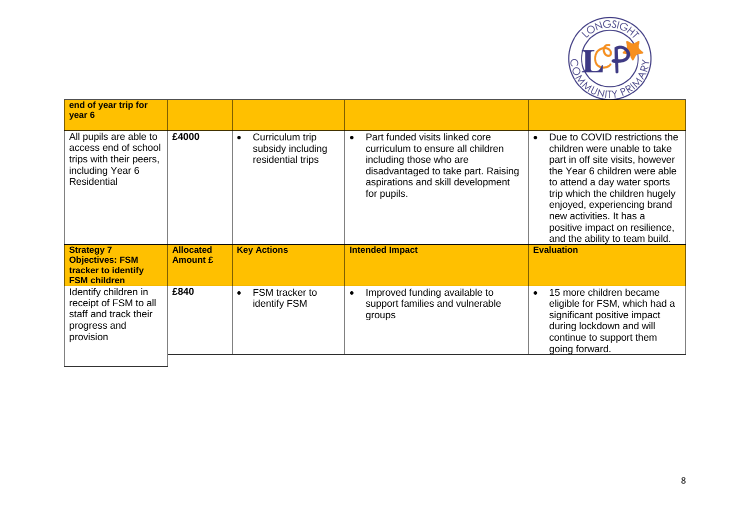| | | | | |
|---|---|---|---|---|
| **end of year trip for year 6** | | | | |
| All pupils are able to access end of school trips with their peers, including Year 6 Residential | **£4000** | • Curriculum trip subsidy including residential trips | • Part funded visits linked core curriculum to ensure all children including those who are disadvantaged to take part. Raising aspirations and skill development for pupils. | • Due to COVID restrictions the children were unable to take part in off site visits, however the Year 6 children were able to attend a day water sports trip which the children hugely enjoyed, experiencing brand new activities. It has a positive impact on resilience, and the ability to team build. |
| **Strategy 7 Objectives: FSM tracker to identify FSM children** | **Allocated Amount £** | **Key Actions** | **Intended Impact** | **Evaluation** |
| Identify children in receipt of FSM to all staff and track their progress and provision | **£840** | • FSM tracker to identify FSM | • Improved funding available to support families and vulnerable groups | • 15 more children became eligible for FSM, which had a significant positive impact during lockdown and will continue to support them going forward. |